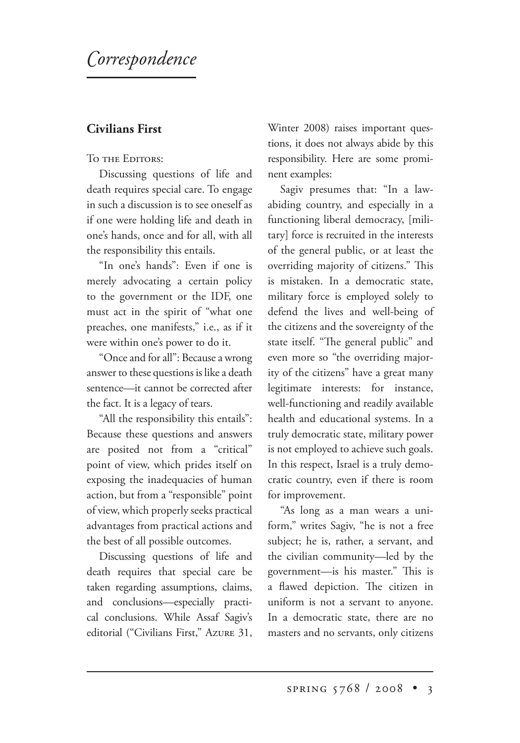# *Correspondence*

## Civilians First

To the Editors:

Discussing questions of life and death requires special care. To engage in such a discussion is to see oneself as if one were holding life and death in one's hands, once and for all, with all the responsibility this entails.

"In one's hands": Even if one is merely advocating a certain policy to the government or the IDF, one must act in the spirit of "what one preaches, one manifests," i.e., as if it were within one's power to do it.

"Once and for all": Because a wrong answer to these questions is like a death sentence—it cannot be corrected after the fact. It is a legacy of tears.

"All the responsibility this entails": Because these questions and answers are posited not from a "critical" point of view, which prides itself on exposing the inadequacies of human action, but from a "responsible" point of view, which properly seeks practical advantages from practical actions and the best of all possible outcomes.

Discussing questions of life and death requires that special care be taken regarding assumptions, claims, and conclusions—especially practical conclusions. While Assaf Sagiv's editorial ("Civilians First," Azure 31, Winter 2008) raises important questions, it does not always abide by this responsibility. Here are some prominent examples:

Sagiv presumes that: "In a law-abiding country, and especially in a functioning liberal democracy, [military] force is recruited in the interests of the general public, or at least the overriding majority of citizens." This is mistaken. In a democratic state, military force is employed solely to defend the lives and well-being of the citizens and the sovereignty of the state itself. "The general public" and even more so "the overriding majority of the citizens" have a great many legitimate interests: for instance, well-functioning and readily available health and educational systems. In a truly democratic state, military power is not employed to achieve such goals. In this respect, Israel is a truly democratic country, even if there is room for improvement.

"As long as a man wears a uniform," writes Sagiv, "he is not a free subject; he is, rather, a servant, and the civilian community—led by the government—is his master." This is a flawed depiction. The citizen in uniform is not a servant to anyone. In a democratic state, there are no masters and no servants, only citizens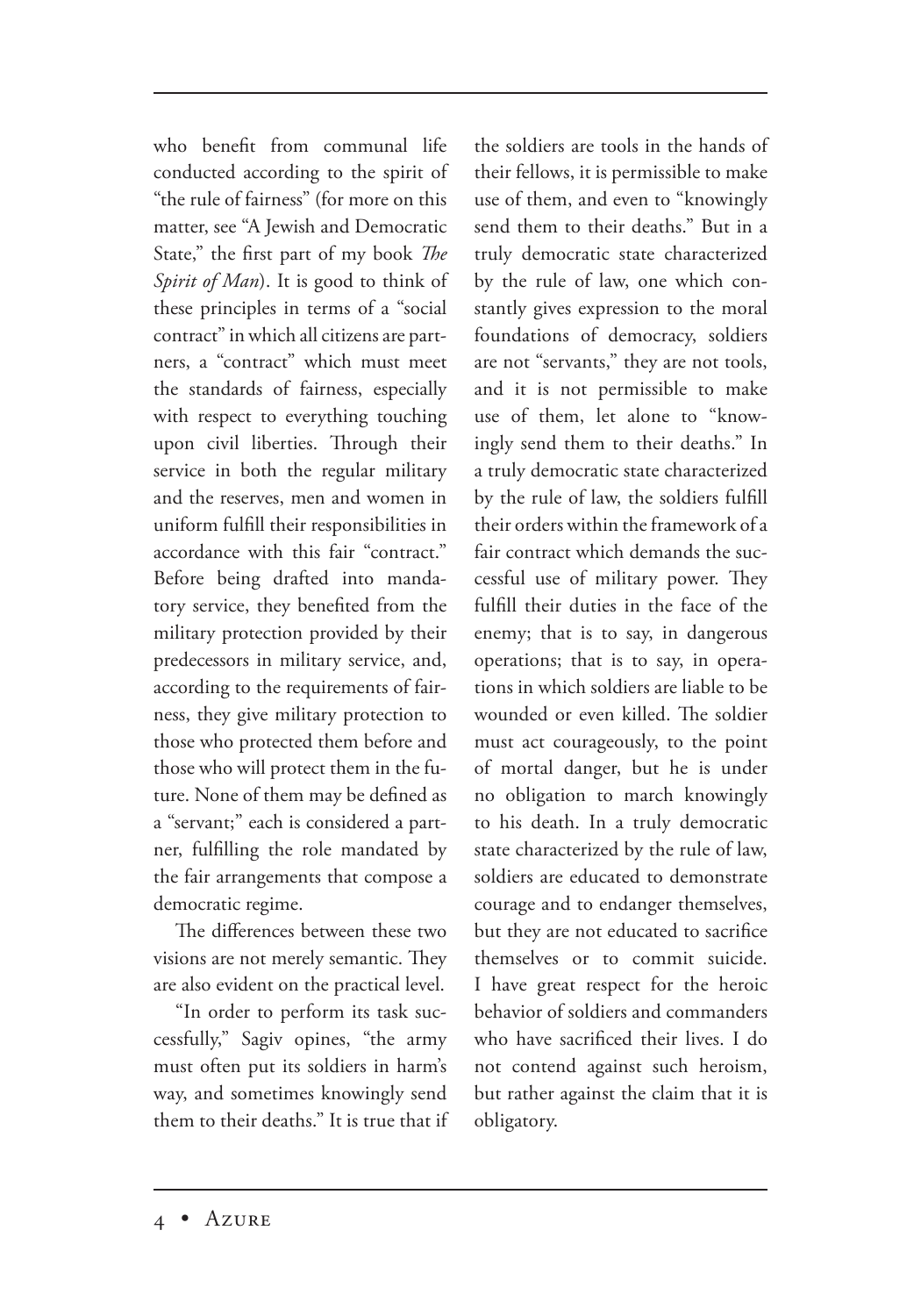who benefit from communal life conducted according to the spirit of "the rule of fairness" (for more on this matter, see "A Jewish and Democratic State," the first part of my book *The Spirit of Man*). It is good to think of these principles in terms of a "social contract" in which all citizens are partners, a "contract" which must meet the standards of fairness, especially with respect to everything touching upon civil liberties. Through their service in both the regular military and the reserves, men and women in uniform fulfill their responsibilities in accordance with this fair "contract." Before being drafted into mandatory service, they benefited from the military protection provided by their predecessors in military service, and, according to the requirements of fairness, they give military protection to those who protected them before and those who will protect them in the future. None of them may be defined as a "servant;" each is considered a partner, fulfilling the role mandated by the fair arrangements that compose a democratic regime.

The differences between these two visions are not merely semantic. They are also evident on the practical level.

"In order to perform its task successfully," Sagiv opines, "the army must often put its soldiers in harm's way, and sometimes knowingly send them to their deaths." It is true that if the soldiers are tools in the hands of their fellows, it is permissible to make use of them, and even to "knowingly send them to their deaths." But in a truly democratic state characterized by the rule of law, one which constantly gives expression to the moral foundations of democracy, soldiers are not "servants," they are not tools, and it is not permissible to make use of them, let alone to "knowingly send them to their deaths." In a truly democratic state characterized by the rule of law, the soldiers fulfill their orders within the framework of a fair contract which demands the successful use of military power. They fulfill their duties in the face of the enemy; that is to say, in dangerous operations; that is to say, in operations in which soldiers are liable to be wounded or even killed. The soldier must act courageously, to the point of mortal danger, but he is under no obligation to march knowingly to his death. In a truly democratic state characterized by the rule of law, soldiers are educated to demonstrate courage and to endanger themselves, but they are not educated to sacrifice themselves or to commit suicide. I have great respect for the heroic behavior of soldiers and commanders who have sacrificed their lives. I do not contend against such heroism, but rather against the claim that it is obligatory.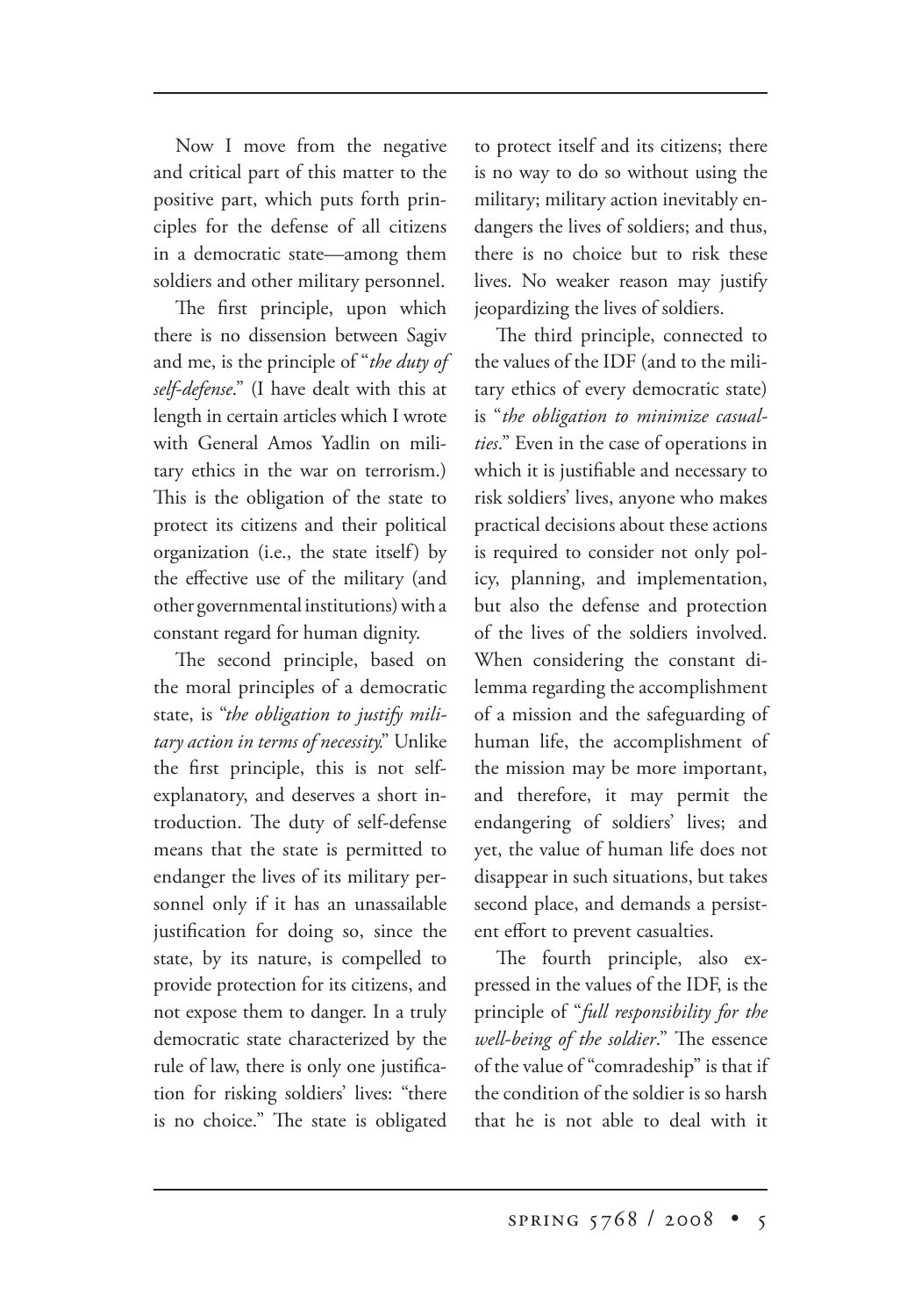Now I move from the negative and critical part of this matter to the positive part, which puts forth principles for the defense of all citizens in a democratic state—among them soldiers and other military personnel.

The first principle, upon which there is no dissension between Sagiv and me, is the principle of "*the duty of self-defense*." (I have dealt with this at length in certain articles which I wrote with General Amos Yadlin on military ethics in the war on terrorism.) This is the obligation of the state to protect its citizens and their political organization (i.e., the state itself) by the effective use of the military (and other governmental institutions) with a constant regard for human dignity.

The second principle, based on the moral principles of a democratic state, is "*the obligation to justify military action in terms of necessity*." Unlike the first principle, this is not self-explanatory, and deserves a short introduction. The duty of self-defense means that the state is permitted to endanger the lives of its military personnel only if it has an unassailable justification for doing so, since the state, by its nature, is compelled to provide protection for its citizens, and not expose them to danger. In a truly democratic state characterized by the rule of law, there is only one justification for risking soldiers' lives: "there is no choice." The state is obligated to protect itself and its citizens; there is no way to do so without using the military; military action inevitably endangers the lives of soldiers; and thus, there is no choice but to risk these lives. No weaker reason may justify jeopardizing the lives of soldiers.

The third principle, connected to the values of the IDF (and to the military ethics of every democratic state) is "*the obligation to minimize casualties*." Even in the case of operations in which it is justifiable and necessary to risk soldiers' lives, anyone who makes practical decisions about these actions is required to consider not only policy, planning, and implementation, but also the defense and protection of the lives of the soldiers involved. When considering the constant dilemma regarding the accomplishment of a mission and the safeguarding of human life, the accomplishment of the mission may be more important, and therefore, it may permit the endangering of soldiers' lives; and yet, the value of human life does not disappear in such situations, but takes second place, and demands a persistent effort to prevent casualties.

The fourth principle, also expressed in the values of the IDF, is the principle of "*full responsibility for the well-being of the soldier*." The essence of the value of "comradeship" is that if the condition of the soldier is so harsh that he is not able to deal with it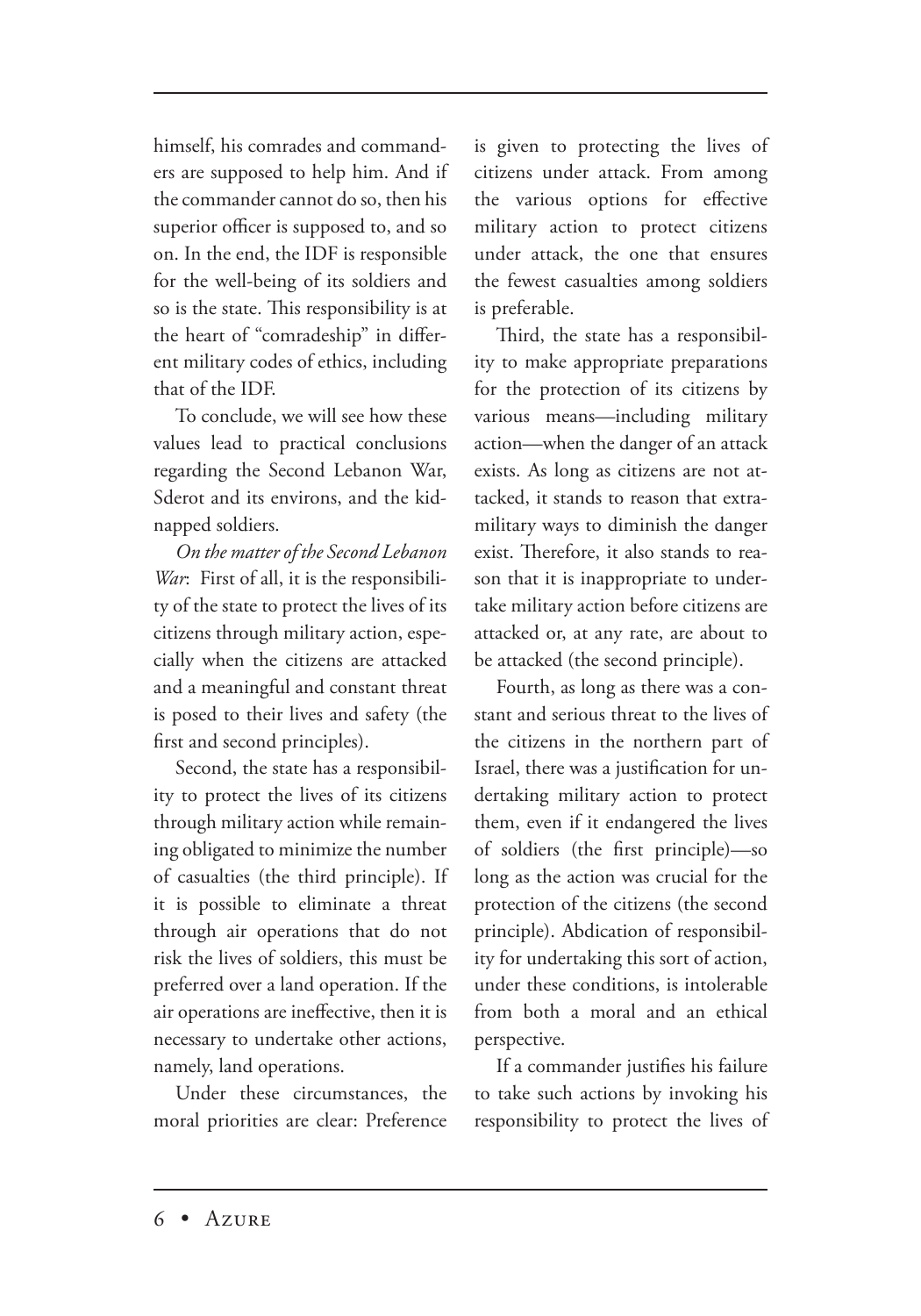himself, his comrades and commanders are supposed to help him. And if the commander cannot do so, then his superior officer is supposed to, and so on. In the end, the IDF is responsible for the well-being of its soldiers and so is the state. This responsibility is at the heart of "comradeship" in different military codes of ethics, including that of the IDF.

To conclude, we will see how these values lead to practical conclusions regarding the Second Lebanon War, Sderot and its environs, and the kidnapped soldiers.

*On the matter of the Second Lebanon War*: First of all, it is the responsibility of the state to protect the lives of its citizens through military action, especially when the citizens are attacked and a meaningful and constant threat is posed to their lives and safety (the first and second principles).

Second, the state has a responsibility to protect the lives of its citizens through military action while remaining obligated to minimize the number of casualties (the third principle). If it is possible to eliminate a threat through air operations that do not risk the lives of soldiers, this must be preferred over a land operation. If the air operations are ineffective, then it is necessary to undertake other actions, namely, land operations.

Under these circumstances, the moral priorities are clear: Preference is given to protecting the lives of citizens under attack. From among the various options for effective military action to protect citizens under attack, the one that ensures the fewest casualties among soldiers is preferable.

Third, the state has a responsibility to make appropriate preparations for the protection of its citizens by various means—including military action—when the danger of an attack exists. As long as citizens are not attacked, it stands to reason that extra-military ways to diminish the danger exist. Therefore, it also stands to reason that it is inappropriate to undertake military action before citizens are attacked or, at any rate, are about to be attacked (the second principle).

Fourth, as long as there was a constant and serious threat to the lives of the citizens in the northern part of Israel, there was a justification for undertaking military action to protect them, even if it endangered the lives of soldiers (the first principle)—so long as the action was crucial for the protection of the citizens (the second principle). Abdication of responsibility for undertaking this sort of action, under these conditions, is intolerable from both a moral and an ethical perspective.

If a commander justifies his failure to take such actions by invoking his responsibility to protect the lives of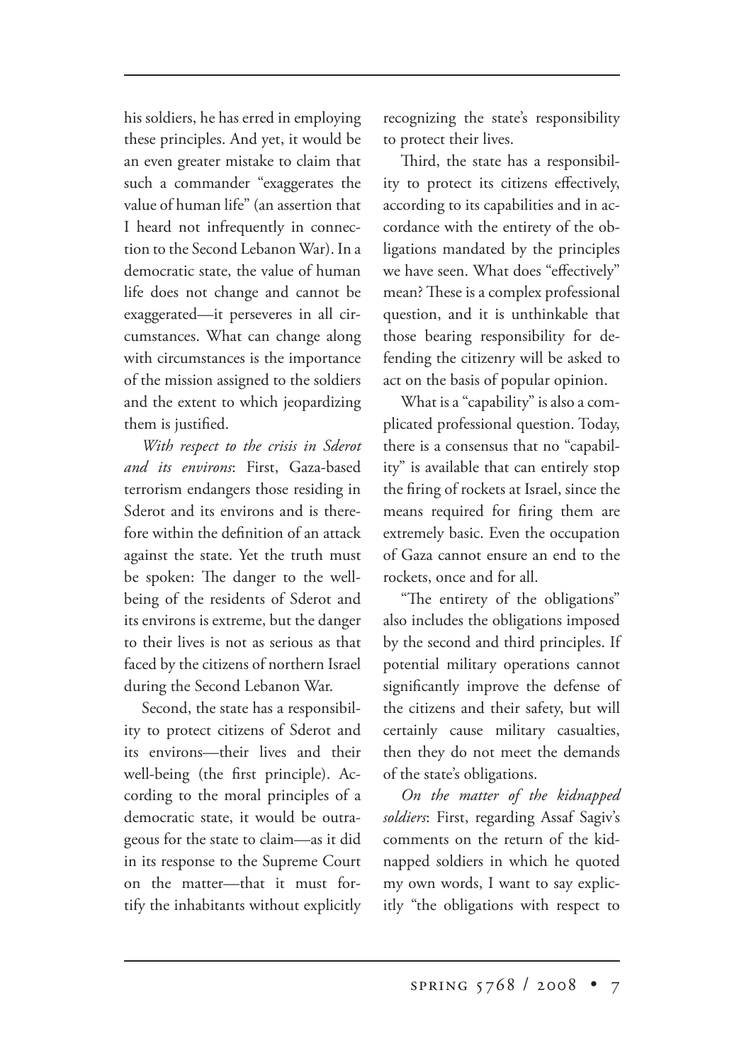his soldiers, he has erred in employing these principles. And yet, it would be an even greater mistake to claim that such a commander "exaggerates the value of human life" (an assertion that I heard not infrequently in connection to the Second Lebanon War). In a democratic state, the value of human life does not change and cannot be exaggerated—it perseveres in all circumstances. What can change along with circumstances is the importance of the mission assigned to the soldiers and the extent to which jeopardizing them is justified.

*With respect to the crisis in Sderot and its environs*: First, Gaza-based terrorism endangers those residing in Sderot and its environs and is therefore within the definition of an attack against the state. Yet the truth must be spoken: The danger to the well-being of the residents of Sderot and its environs is extreme, but the danger to their lives is not as serious as that faced by the citizens of northern Israel during the Second Lebanon War.

Second, the state has a responsibility to protect citizens of Sderot and its environs—their lives and their well-being (the first principle). According to the moral principles of a democratic state, it would be outrageous for the state to claim—as it did in its response to the Supreme Court on the matter—that it must fortify the inhabitants without explicitly recognizing the state's responsibility to protect their lives.

Third, the state has a responsibility to protect its citizens effectively, according to its capabilities and in accordance with the entirety of the obligations mandated by the principles we have seen. What does "effectively" mean? These is a complex professional question, and it is unthinkable that those bearing responsibility for defending the citizenry will be asked to act on the basis of popular opinion.

What is a "capability" is also a complicated professional question. Today, there is a consensus that no "capability" is available that can entirely stop the firing of rockets at Israel, since the means required for firing them are extremely basic. Even the occupation of Gaza cannot ensure an end to the rockets, once and for all.

"The entirety of the obligations" also includes the obligations imposed by the second and third principles. If potential military operations cannot significantly improve the defense of the citizens and their safety, but will certainly cause military casualties, then they do not meet the demands of the state's obligations.

*On the matter of the kidnapped soldiers*: First, regarding Assaf Sagiv's comments on the return of the kidnapped soldiers in which he quoted my own words, I want to say explicitly "the obligations with respect to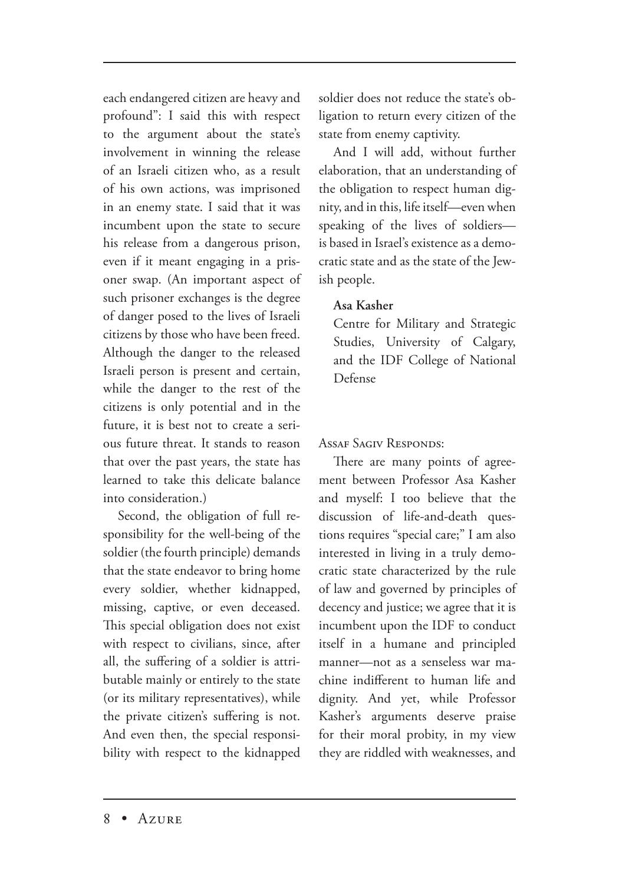each endangered citizen are heavy and profound": I said this with respect to the argument about the state's involvement in winning the release of an Israeli citizen who, as a result of his own actions, was imprisoned in an enemy state. I said that it was incumbent upon the state to secure his release from a dangerous prison, even if it meant engaging in a prisoner swap. (An important aspect of such prisoner exchanges is the degree of danger posed to the lives of Israeli citizens by those who have been freed. Although the danger to the released Israeli person is present and certain, while the danger to the rest of the citizens is only potential and in the future, it is best not to create a serious future threat. It stands to reason that over the past years, the state has learned to take this delicate balance into consideration.)

Second, the obligation of full responsibility for the well-being of the soldier (the fourth principle) demands that the state endeavor to bring home every soldier, whether kidnapped, missing, captive, or even deceased. This special obligation does not exist with respect to civilians, since, after all, the suffering of a soldier is attributable mainly or entirely to the state (or its military representatives), while the private citizen's suffering is not. And even then, the special responsibility with respect to the kidnapped soldier does not reduce the state's obligation to return every citizen of the state from enemy captivity.

And I will add, without further elaboration, that an understanding of the obligation to respect human dignity, and in this, life itself—even when speaking of the lives of soldiers—is based in Israel's existence as a democratic state and as the state of the Jewish people.

**Asa Kasher**
Centre for Military and Strategic Studies, University of Calgary, and the IDF College of National Defense

Assaf Sagiv Responds:

There are many points of agreement between Professor Asa Kasher and myself: I too believe that the discussion of life-and-death questions requires "special care;" I am also interested in living in a truly democratic state characterized by the rule of law and governed by principles of decency and justice; we agree that it is incumbent upon the IDF to conduct itself in a humane and principled manner—not as a senseless war machine indifferent to human life and dignity. And yet, while Professor Kasher's arguments deserve praise for their moral probity, in my view they are riddled with weaknesses, and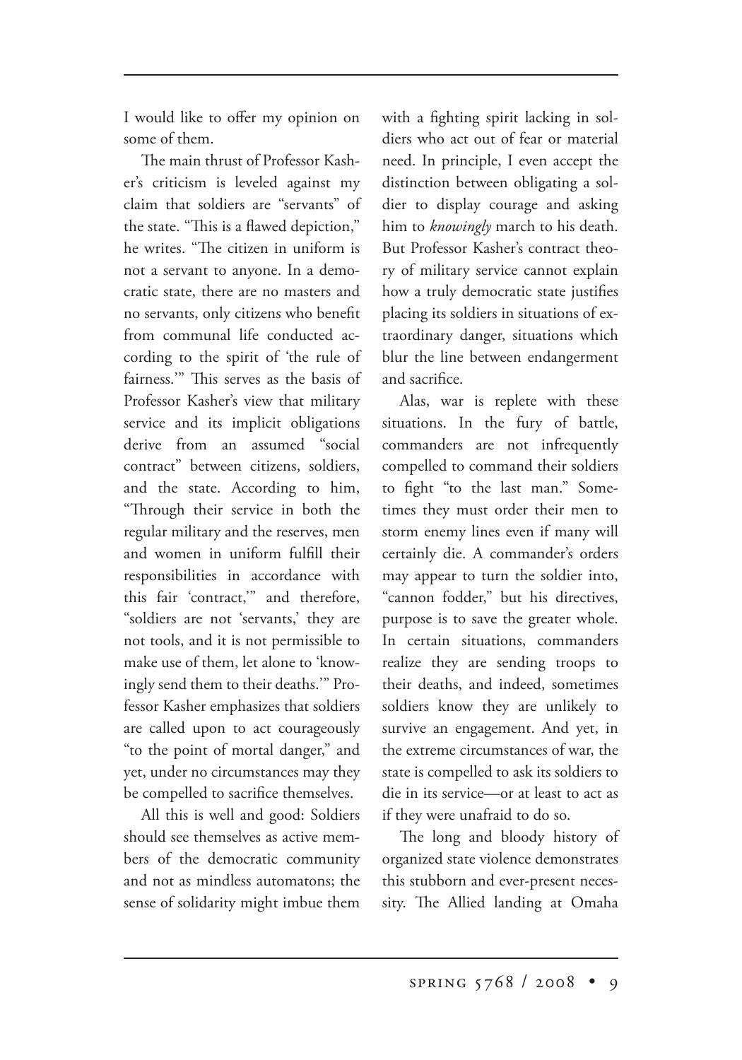I would like to offer my opinion on some of them.

The main thrust of Professor Kasher's criticism is leveled against my claim that soldiers are "servants" of the state. "This is a flawed depiction," he writes. "The citizen in uniform is not a servant to anyone. In a democratic state, there are no masters and no servants, only citizens who benefit from communal life conducted according to the spirit of 'the rule of fairness.'" This serves as the basis of Professor Kasher's view that military service and its implicit obligations derive from an assumed "social contract" between citizens, soldiers, and the state. According to him, "Through their service in both the regular military and the reserves, men and women in uniform fulfill their responsibilities in accordance with this fair 'contract,'" and therefore, "soldiers are not 'servants,' they are not tools, and it is not permissible to make use of them, let alone to 'knowingly send them to their deaths.'" Professor Kasher emphasizes that soldiers are called upon to act courageously "to the point of mortal danger," and yet, under no circumstances may they be compelled to sacrifice themselves.

All this is well and good: Soldiers should see themselves as active members of the democratic community and not as mindless automatons; the sense of solidarity might imbue them with a fighting spirit lacking in soldiers who act out of fear or material need. In principle, I even accept the distinction between obligating a soldier to display courage and asking him to *knowingly* march to his death. But Professor Kasher's contract theory of military service cannot explain how a truly democratic state justifies placing its soldiers in situations of extraordinary danger, situations which blur the line between endangerment and sacrifice.

Alas, war is replete with these situations. In the fury of battle, commanders are not infrequently compelled to command their soldiers to fight "to the last man." Sometimes they must order their men to storm enemy lines even if many will certainly die. A commander's orders may appear to turn the soldier into, "cannon fodder," but his directives, purpose is to save the greater whole. In certain situations, commanders realize they are sending troops to their deaths, and indeed, sometimes soldiers know they are unlikely to survive an engagement. And yet, in the extreme circumstances of war, the state is compelled to ask its soldiers to die in its service—or at least to act as if they were unafraid to do so.

The long and bloody history of organized state violence demonstrates this stubborn and ever-present necessity. The Allied landing at Omaha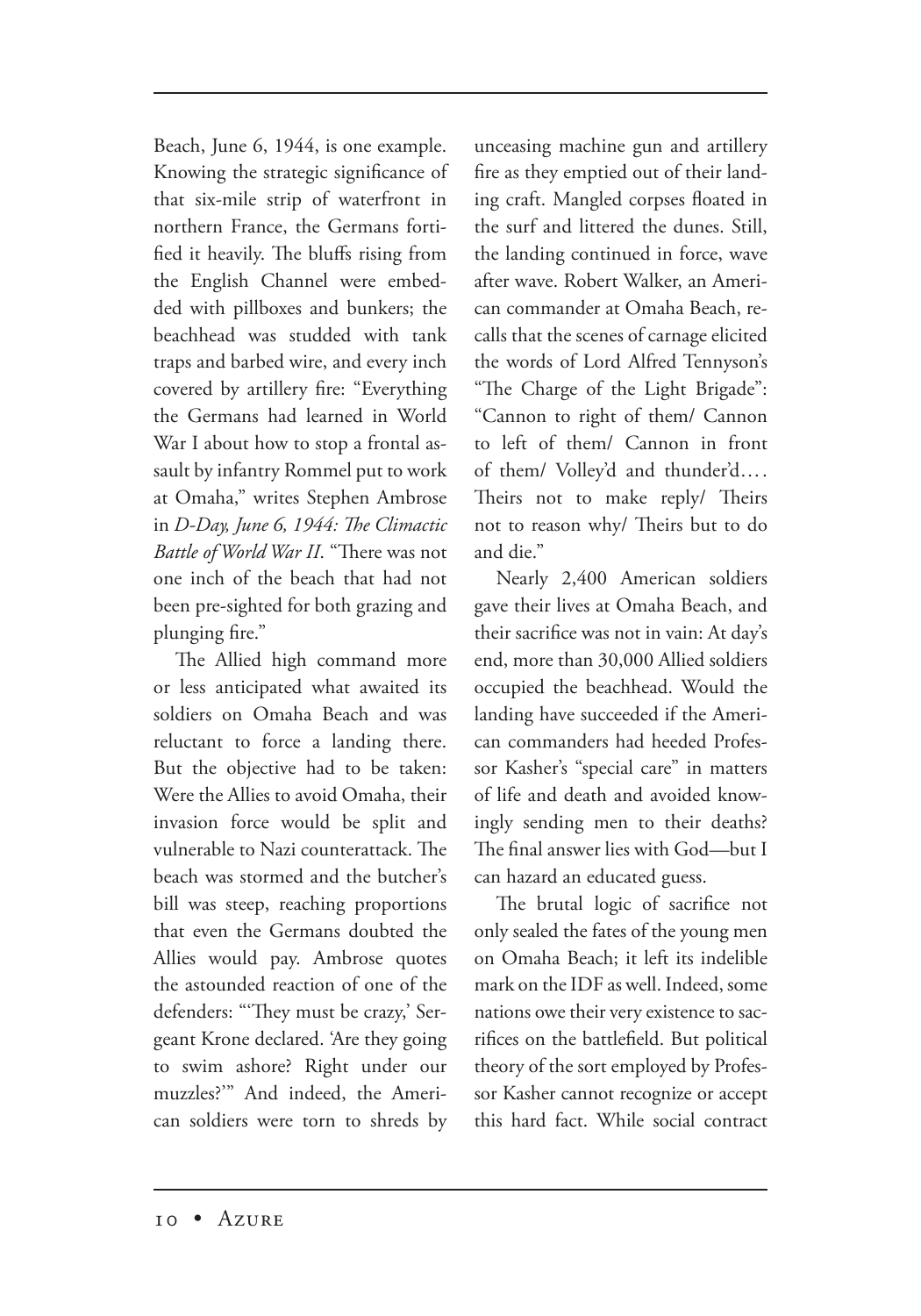Beach, June 6, 1944, is one example. Knowing the strategic significance of that six-mile strip of waterfront in northern France, the Germans fortified it heavily. The bluffs rising from the English Channel were embedded with pillboxes and bunkers; the beachhead was studded with tank traps and barbed wire, and every inch covered by artillery fire: "Everything the Germans had learned in World War I about how to stop a frontal assault by infantry Rommel put to work at Omaha," writes Stephen Ambrose in *D-Day, June 6, 1944: The Climactic Battle of World War II*. "There was not one inch of the beach that had not been pre-sighted for both grazing and plunging fire."

The Allied high command more or less anticipated what awaited its soldiers on Omaha Beach and was reluctant to force a landing there. But the objective had to be taken: Were the Allies to avoid Omaha, their invasion force would be split and vulnerable to Nazi counterattack. The beach was stormed and the butcher's bill was steep, reaching proportions that even the Germans doubted the Allies would pay. Ambrose quotes the astounded reaction of one of the defenders: "'They must be crazy,' Sergeant Krone declared. 'Are they going to swim ashore? Right under our muzzles?'" And indeed, the American soldiers were torn to shreds by unceasing machine gun and artillery fire as they emptied out of their landing craft. Mangled corpses floated in the surf and littered the dunes. Still, the landing continued in force, wave after wave. Robert Walker, an American commander at Omaha Beach, recalls that the scenes of carnage elicited the words of Lord Alfred Tennyson's "The Charge of the Light Brigade": "Cannon to right of them/ Cannon to left of them/ Cannon in front of them/ Volley'd and thunder'd.... Theirs not to make reply/ Theirs not to reason why/ Theirs but to do and die."

Nearly 2,400 American soldiers gave their lives at Omaha Beach, and their sacrifice was not in vain: At day's end, more than 30,000 Allied soldiers occupied the beachhead. Would the landing have succeeded if the American commanders had heeded Professor Kasher's "special care" in matters of life and death and avoided knowingly sending men to their deaths? The final answer lies with God—but I can hazard an educated guess.

The brutal logic of sacrifice not only sealed the fates of the young men on Omaha Beach; it left its indelible mark on the IDF as well. Indeed, some nations owe their very existence to sacrifices on the battlefield. But political theory of the sort employed by Professor Kasher cannot recognize or accept this hard fact. While social contract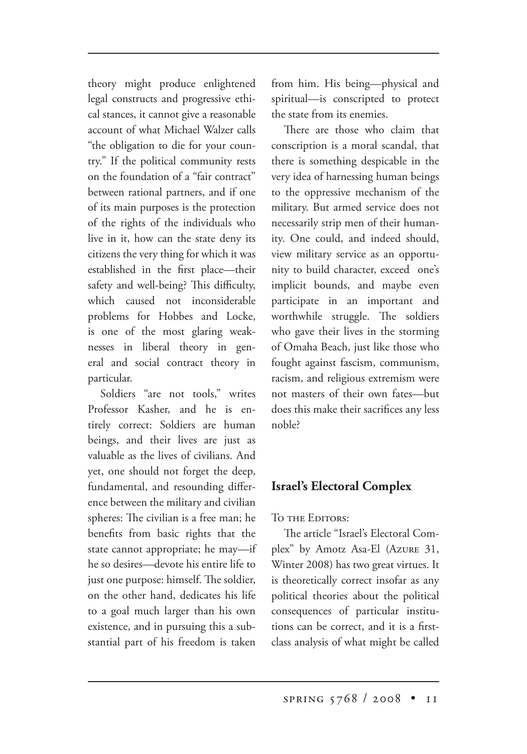theory might produce enlightened legal constructs and progressive ethical stances, it cannot give a reasonable account of what Michael Walzer calls "the obligation to die for your country." If the political community rests on the foundation of a "fair contract" between rational partners, and if one of its main purposes is the protection of the rights of the individuals who live in it, how can the state deny its citizens the very thing for which it was established in the first place—their safety and well-being? This difficulty, which caused not inconsiderable problems for Hobbes and Locke, is one of the most glaring weaknesses in liberal theory in general and social contract theory in particular.

Soldiers "are not tools," writes Professor Kasher, and he is entirely correct: Soldiers are human beings, and their lives are just as valuable as the lives of civilians. And yet, one should not forget the deep, fundamental, and resounding difference between the military and civilian spheres: The civilian is a free man; he benefits from basic rights that the state cannot appropriate; he may—if he so desires—devote his entire life to just one purpose: himself. The soldier, on the other hand, dedicates his life to a goal much larger than his own existence, and in pursuing this a substantial part of his freedom is taken from him. His being—physical and spiritual—is conscripted to protect the state from its enemies.

There are those who claim that conscription is a moral scandal, that there is something despicable in the very idea of harnessing human beings to the oppressive mechanism of the military. But armed service does not necessarily strip men of their humanity. One could, and indeed should, view military service as an opportunity to build character, exceed one's implicit bounds, and maybe even participate in an important and worthwhile struggle. The soldiers who gave their lives in the storming of Omaha Beach, just like those who fought against fascism, communism, racism, and religious extremism were not masters of their own fates—but does this make their sacrifices any less noble?

## Israel's Electoral Complex

To the Editors:

The article "Israel's Electoral Complex" by Amotz Asa-El (Azure 31, Winter 2008) has two great virtues. It is theoretically correct insofar as any political theories about the political consequences of particular institutions can be correct, and it is a first-class analysis of what might be called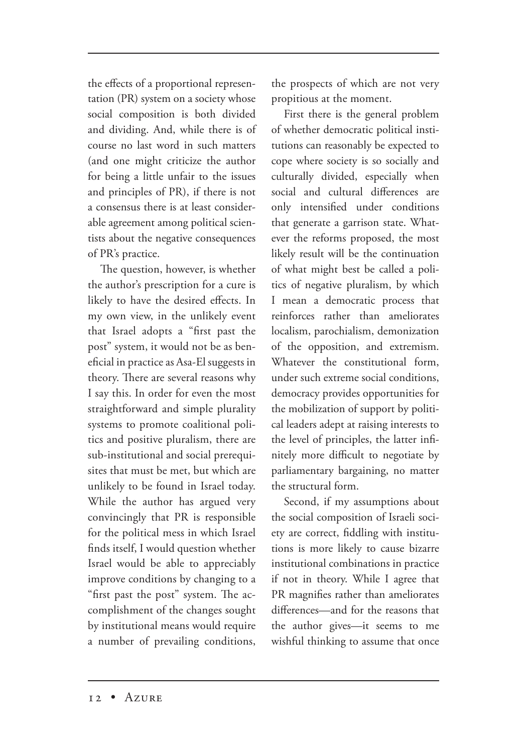the effects of a proportional representation (PR) system on a society whose social composition is both divided and dividing. And, while there is of course no last word in such matters (and one might criticize the author for being a little unfair to the issues and principles of PR), if there is not a consensus there is at least considerable agreement among political scientists about the negative consequences of PR's practice.

The question, however, is whether the author's prescription for a cure is likely to have the desired effects. In my own view, in the unlikely event that Israel adopts a "first past the post" system, it would not be as beneficial in practice as Asa-El suggests in theory. There are several reasons why I say this. In order for even the most straightforward and simple plurality systems to promote coalitional politics and positive pluralism, there are sub-institutional and social prerequisites that must be met, but which are unlikely to be found in Israel today. While the author has argued very convincingly that PR is responsible for the political mess in which Israel finds itself, I would question whether Israel would be able to appreciably improve conditions by changing to a "first past the post" system. The accomplishment of the changes sought by institutional means would require a number of prevailing conditions, the prospects of which are not very propitious at the moment.

First there is the general problem of whether democratic political institutions can reasonably be expected to cope where society is so socially and culturally divided, especially when social and cultural differences are only intensified under conditions that generate a garrison state. Whatever the reforms proposed, the most likely result will be the continuation of what might best be called a politics of negative pluralism, by which I mean a democratic process that reinforces rather than ameliorates localism, parochialism, demonization of the opposition, and extremism. Whatever the constitutional form, under such extreme social conditions, democracy provides opportunities for the mobilization of support by political leaders adept at raising interests to the level of principles, the latter infinitely more difficult to negotiate by parliamentary bargaining, no matter the structural form.

Second, if my assumptions about the social composition of Israeli society are correct, fiddling with institutions is more likely to cause bizarre institutional combinations in practice if not in theory. While I agree that PR magnifies rather than ameliorates differences—and for the reasons that the author gives—it seems to me wishful thinking to assume that once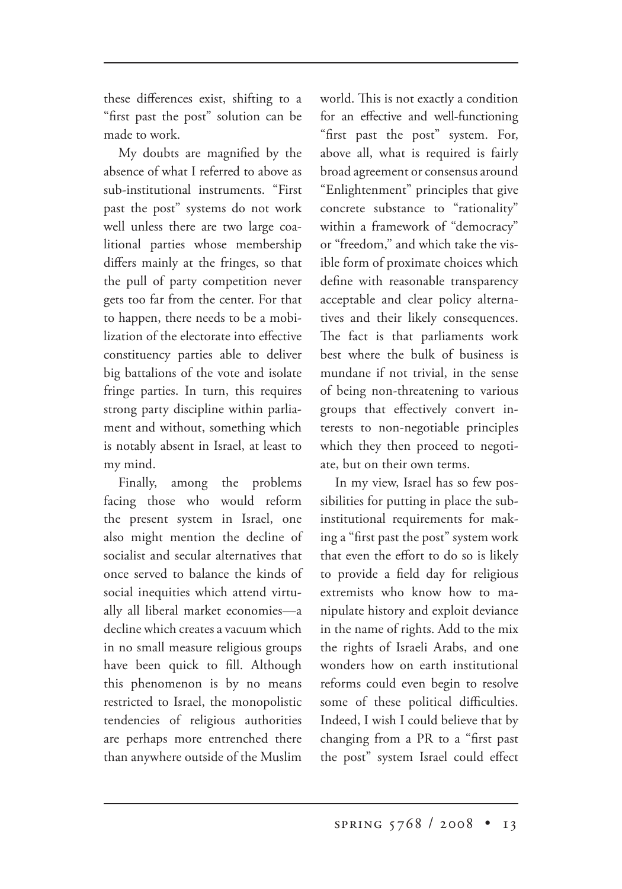these differences exist, shifting to a "first past the post" solution can be made to work.

My doubts are magnified by the absence of what I referred to above as sub-institutional instruments. "First past the post" systems do not work well unless there are two large coalitional parties whose membership differs mainly at the fringes, so that the pull of party competition never gets too far from the center. For that to happen, there needs to be a mobilization of the electorate into effective constituency parties able to deliver big battalions of the vote and isolate fringe parties. In turn, this requires strong party discipline within parliament and without, something which is notably absent in Israel, at least to my mind.

Finally, among the problems facing those who would reform the present system in Israel, one also might mention the decline of socialist and secular alternatives that once served to balance the kinds of social inequities which attend virtually all liberal market economies—a decline which creates a vacuum which in no small measure religious groups have been quick to fill. Although this phenomenon is by no means restricted to Israel, the monopolistic tendencies of religious authorities are perhaps more entrenched there than anywhere outside of the Muslim world. This is not exactly a condition for an effective and well-functioning "first past the post" system. For, above all, what is required is fairly broad agreement or consensus around "Enlightenment" principles that give concrete substance to "rationality" within a framework of "democracy" or "freedom," and which take the visible form of proximate choices which define with reasonable transparency acceptable and clear policy alternatives and their likely consequences. The fact is that parliaments work best where the bulk of business is mundane if not trivial, in the sense of being non-threatening to various groups that effectively convert interests to non-negotiable principles which they then proceed to negotiate, but on their own terms.

In my view, Israel has so few possibilities for putting in place the sub-institutional requirements for making a "first past the post" system work that even the effort to do so is likely to provide a field day for religious extremists who know how to manipulate history and exploit deviance in the name of rights. Add to the mix the rights of Israeli Arabs, and one wonders how on earth institutional reforms could even begin to resolve some of these political difficulties. Indeed, I wish I could believe that by changing from a PR to a "first past the post" system Israel could effect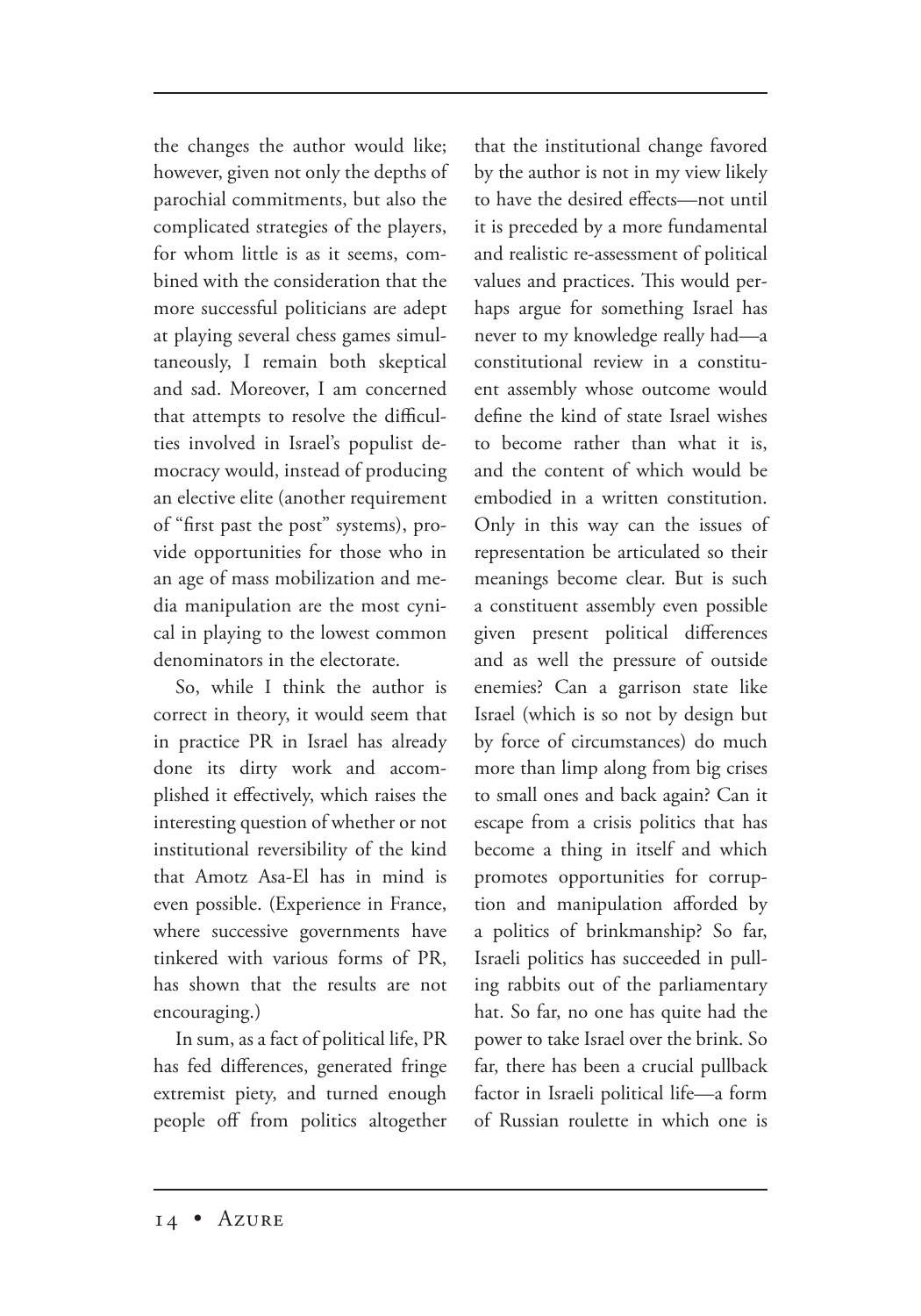the changes the author would like; however, given not only the depths of parochial commitments, but also the complicated strategies of the players, for whom little is as it seems, combined with the consideration that the more successful politicians are adept at playing several chess games simultaneously, I remain both skeptical and sad. Moreover, I am concerned that attempts to resolve the difficulties involved in Israel's populist democracy would, instead of producing an elective elite (another requirement of "first past the post" systems), provide opportunities for those who in an age of mass mobilization and media manipulation are the most cynical in playing to the lowest common denominators in the electorate.

So, while I think the author is correct in theory, it would seem that in practice PR in Israel has already done its dirty work and accomplished it effectively, which raises the interesting question of whether or not institutional reversibility of the kind that Amotz Asa-El has in mind is even possible. (Experience in France, where successive governments have tinkered with various forms of PR, has shown that the results are not encouraging.)

In sum, as a fact of political life, PR has fed differences, generated fringe extremist piety, and turned enough people off from politics altogether that the institutional change favored by the author is not in my view likely to have the desired effects—not until it is preceded by a more fundamental and realistic re-assessment of political values and practices. This would perhaps argue for something Israel has never to my knowledge really had—a constitutional review in a constituent assembly whose outcome would define the kind of state Israel wishes to become rather than what it is, and the content of which would be embodied in a written constitution. Only in this way can the issues of representation be articulated so their meanings become clear. But is such a constituent assembly even possible given present political differences and as well the pressure of outside enemies? Can a garrison state like Israel (which is so not by design but by force of circumstances) do much more than limp along from big crises to small ones and back again? Can it escape from a crisis politics that has become a thing in itself and which promotes opportunities for corruption and manipulation afforded by a politics of brinkmanship? So far, Israeli politics has succeeded in pulling rabbits out of the parliamentary hat. So far, no one has quite had the power to take Israel over the brink. So far, there has been a crucial pullback factor in Israeli political life—a form of Russian roulette in which one is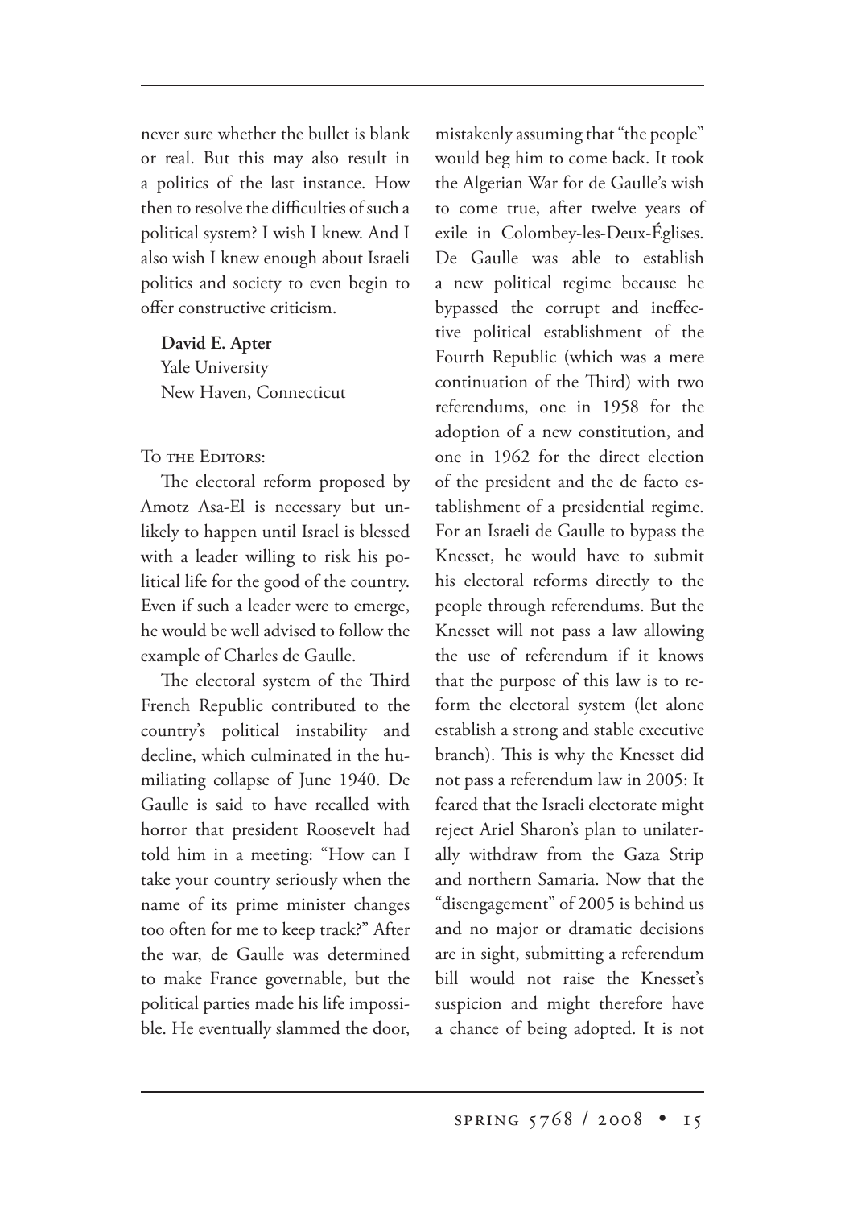never sure whether the bullet is blank or real. But this may also result in a politics of the last instance. How then to resolve the difficulties of such a political system? I wish I knew. And I also wish I knew enough about Israeli politics and society to even begin to offer constructive criticism.

**David E. Apter**
Yale University
New Haven, Connecticut

To the Editors:

The electoral reform proposed by Amotz Asa-El is necessary but unlikely to happen until Israel is blessed with a leader willing to risk his political life for the good of the country. Even if such a leader were to emerge, he would be well advised to follow the example of Charles de Gaulle.

The electoral system of the Third French Republic contributed to the country's political instability and decline, which culminated in the humiliating collapse of June 1940. De Gaulle is said to have recalled with horror that president Roosevelt had told him in a meeting: "How can I take your country seriously when the name of its prime minister changes too often for me to keep track?" After the war, de Gaulle was determined to make France governable, but the political parties made his life impossible. He eventually slammed the door, mistakenly assuming that "the people" would beg him to come back. It took the Algerian War for de Gaulle's wish to come true, after twelve years of exile in Colombey-les-Deux-Églises. De Gaulle was able to establish a new political regime because he bypassed the corrupt and ineffective political establishment of the Fourth Republic (which was a mere continuation of the Third) with two referendums, one in 1958 for the adoption of a new constitution, and one in 1962 for the direct election of the president and the de facto establishment of a presidential regime. For an Israeli de Gaulle to bypass the Knesset, he would have to submit his electoral reforms directly to the people through referendums. But the Knesset will not pass a law allowing the use of referendum if it knows that the purpose of this law is to reform the electoral system (let alone establish a strong and stable executive branch). This is why the Knesset did not pass a referendum law in 2005: It feared that the Israeli electorate might reject Ariel Sharon's plan to unilaterally withdraw from the Gaza Strip and northern Samaria. Now that the "disengagement" of 2005 is behind us and no major or dramatic decisions are in sight, submitting a referendum bill would not raise the Knesset's suspicion and might therefore have a chance of being adopted. It is not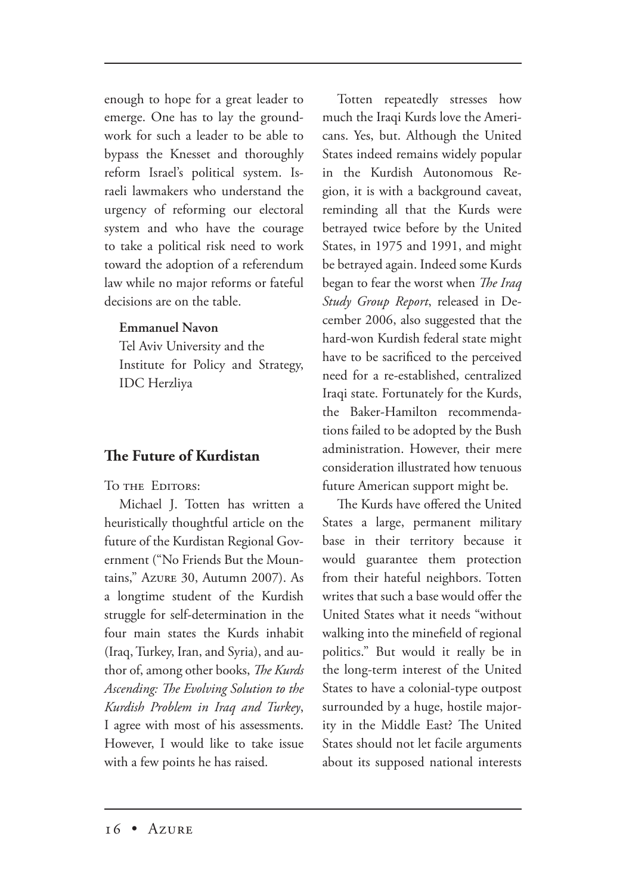enough to hope for a great leader to emerge. One has to lay the groundwork for such a leader to be able to bypass the Knesset and thoroughly reform Israel's political system. Israeli lawmakers who understand the urgency of reforming our electoral system and who have the courage to take a political risk need to work toward the adoption of a referendum law while no major reforms or fateful decisions are on the table.

**Emmanuel Navon**
Tel Aviv University and the
Institute for Policy and Strategy,
IDC Herzliya

## The Future of Kurdistan

To the Editors:

Michael J. Totten has written a heuristically thoughtful article on the future of the Kurdistan Regional Government ("No Friends But the Mountains," Azure 30, Autumn 2007). As a longtime student of the Kurdish struggle for self-determination in the four main states the Kurds inhabit (Iraq, Turkey, Iran, and Syria), and author of, among other books, *The Kurds Ascending: The Evolving Solution to the Kurdish Problem in Iraq and Turkey*, I agree with most of his assessments. However, I would like to take issue with a few points he has raised.

Totten repeatedly stresses how much the Iraqi Kurds love the Americans. Yes, but. Although the United States indeed remains widely popular in the Kurdish Autonomous Region, it is with a background caveat, reminding all that the Kurds were betrayed twice before by the United States, in 1975 and 1991, and might be betrayed again. Indeed some Kurds began to fear the worst when *The Iraq Study Group Report*, released in December 2006, also suggested that the hard-won Kurdish federal state might have to be sacrificed to the perceived need for a re-established, centralized Iraqi state. Fortunately for the Kurds, the Baker-Hamilton recommendations failed to be adopted by the Bush administration. However, their mere consideration illustrated how tenuous future American support might be.

The Kurds have offered the United States a large, permanent military base in their territory because it would guarantee them protection from their hateful neighbors. Totten writes that such a base would offer the United States what it needs "without walking into the minefield of regional politics." But would it really be in the long-term interest of the United States to have a colonial-type outpost surrounded by a huge, hostile majority in the Middle East? The United States should not let facile arguments about its supposed national interests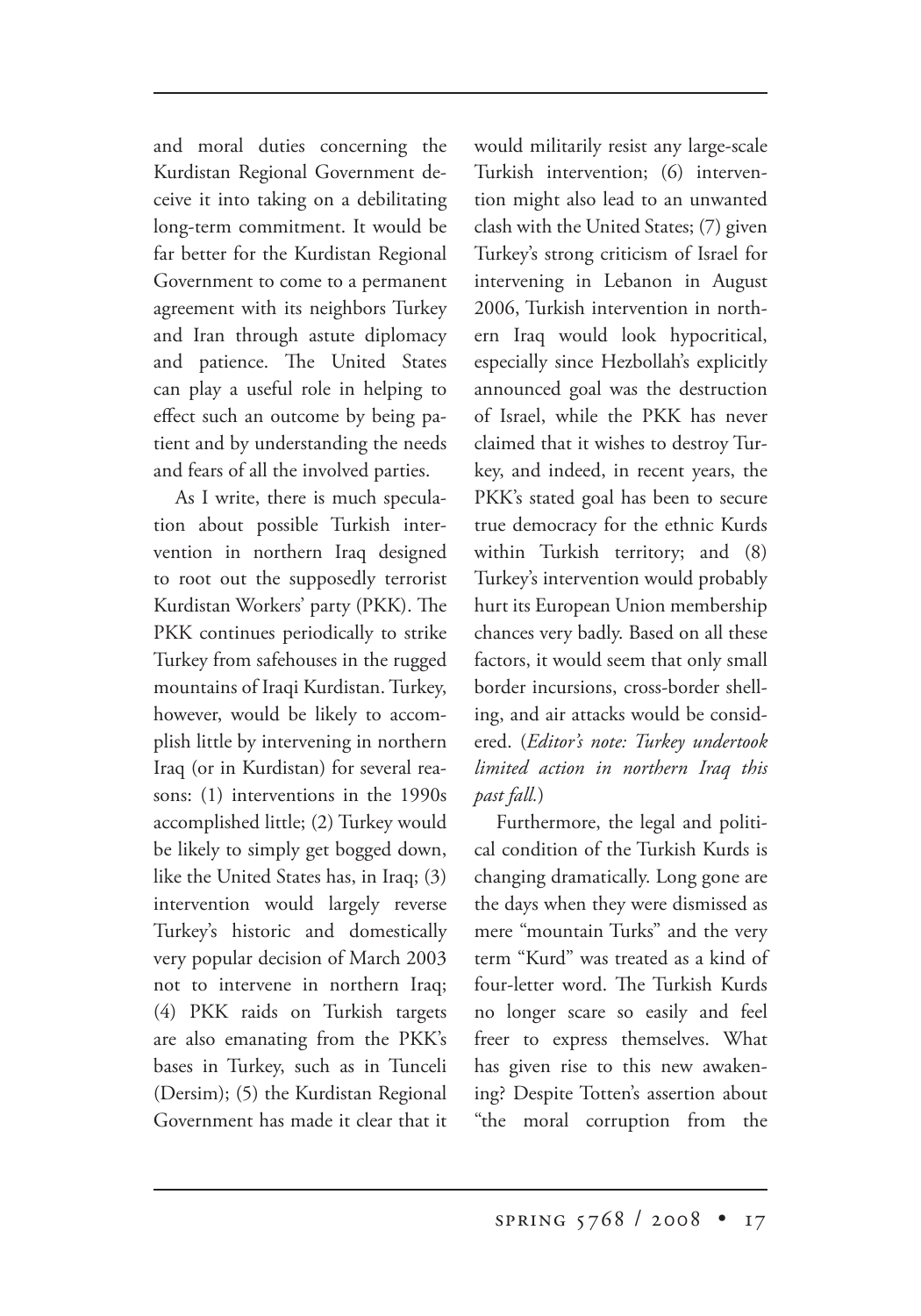and moral duties concerning the Kurdistan Regional Government deceive it into taking on a debilitating long-term commitment. It would be far better for the Kurdistan Regional Government to come to a permanent agreement with its neighbors Turkey and Iran through astute diplomacy and patience. The United States can play a useful role in helping to effect such an outcome by being patient and by understanding the needs and fears of all the involved parties.

As I write, there is much speculation about possible Turkish intervention in northern Iraq designed to root out the supposedly terrorist Kurdistan Workers' party (PKK). The PKK continues periodically to strike Turkey from safehouses in the rugged mountains of Iraqi Kurdistan. Turkey, however, would be likely to accomplish little by intervening in northern Iraq (or in Kurdistan) for several reasons: (1) interventions in the 1990s accomplished little; (2) Turkey would be likely to simply get bogged down, like the United States has, in Iraq; (3) intervention would largely reverse Turkey's historic and domestically very popular decision of March 2003 not to intervene in northern Iraq; (4) PKK raids on Turkish targets are also emanating from the PKK's bases in Turkey, such as in Tunceli (Dersim); (5) the Kurdistan Regional Government has made it clear that it would militarily resist any large-scale Turkish intervention; (6) intervention might also lead to an unwanted clash with the United States; (7) given Turkey's strong criticism of Israel for intervening in Lebanon in August 2006, Turkish intervention in northern Iraq would look hypocritical, especially since Hezbollah's explicitly announced goal was the destruction of Israel, while the PKK has never claimed that it wishes to destroy Turkey, and indeed, in recent years, the PKK's stated goal has been to secure true democracy for the ethnic Kurds within Turkish territory; and (8) Turkey's intervention would probably hurt its European Union membership chances very badly. Based on all these factors, it would seem that only small border incursions, cross-border shelling, and air attacks would be considered. (*Editor's note: Turkey undertook limited action in northern Iraq this past fall.*)

Furthermore, the legal and political condition of the Turkish Kurds is changing dramatically. Long gone are the days when they were dismissed as mere "mountain Turks" and the very term "Kurd" was treated as a kind of four-letter word. The Turkish Kurds no longer scare so easily and feel freer to express themselves. What has given rise to this new awakening? Despite Totten's assertion about "the moral corruption from the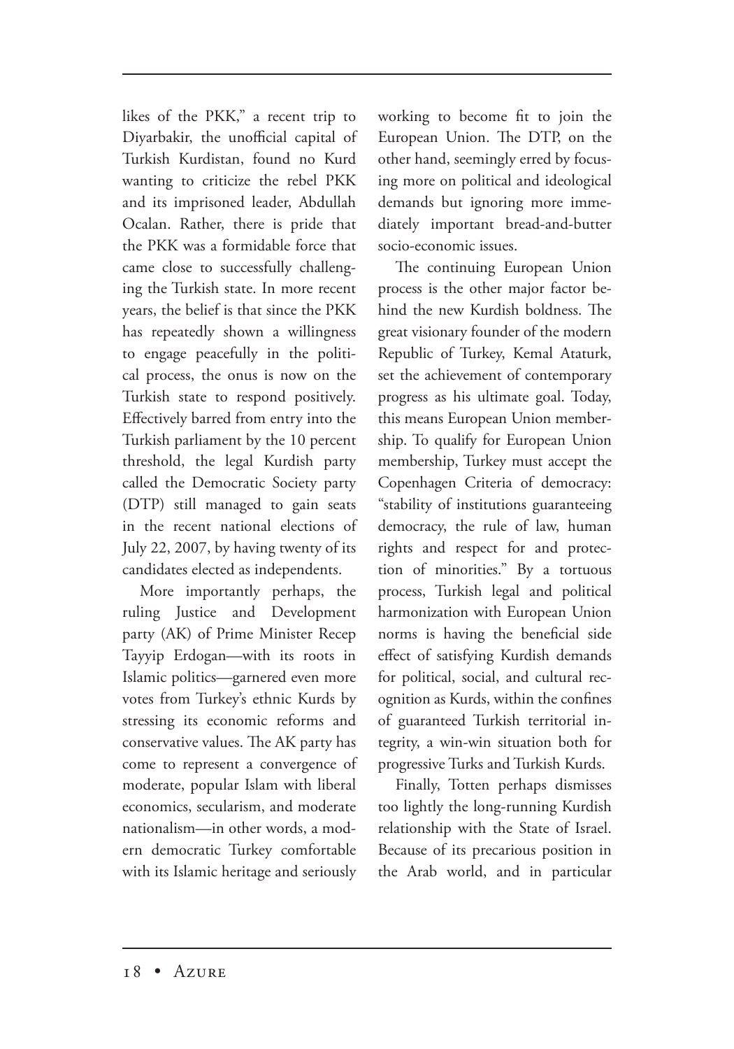likes of the PKK," a recent trip to Diyarbakir, the unofficial capital of Turkish Kurdistan, found no Kurd wanting to criticize the rebel PKK and its imprisoned leader, Abdullah Ocalan. Rather, there is pride that the PKK was a formidable force that came close to successfully challenging the Turkish state. In more recent years, the belief is that since the PKK has repeatedly shown a willingness to engage peacefully in the political process, the onus is now on the Turkish state to respond positively. Effectively barred from entry into the Turkish parliament by the 10 percent threshold, the legal Kurdish party called the Democratic Society party (DTP) still managed to gain seats in the recent national elections of July 22, 2007, by having twenty of its candidates elected as independents.

More importantly perhaps, the ruling Justice and Development party (AK) of Prime Minister Recep Tayyip Erdogan—with its roots in Islamic politics—garnered even more votes from Turkey's ethnic Kurds by stressing its economic reforms and conservative values. The AK party has come to represent a convergence of moderate, popular Islam with liberal economics, secularism, and moderate nationalism—in other words, a modern democratic Turkey comfortable with its Islamic heritage and seriously working to become fit to join the European Union. The DTP, on the other hand, seemingly erred by focusing more on political and ideological demands but ignoring more immediately important bread-and-butter socio-economic issues.

The continuing European Union process is the other major factor behind the new Kurdish boldness. The great visionary founder of the modern Republic of Turkey, Kemal Ataturk, set the achievement of contemporary progress as his ultimate goal. Today, this means European Union membership. To qualify for European Union membership, Turkey must accept the Copenhagen Criteria of democracy: "stability of institutions guaranteeing democracy, the rule of law, human rights and respect for and protection of minorities." By a tortuous process, Turkish legal and political harmonization with European Union norms is having the beneficial side effect of satisfying Kurdish demands for political, social, and cultural recognition as Kurds, within the confines of guaranteed Turkish territorial integrity, a win-win situation both for progressive Turks and Turkish Kurds.

Finally, Totten perhaps dismisses too lightly the long-running Kurdish relationship with the State of Israel. Because of its precarious position in the Arab world, and in particular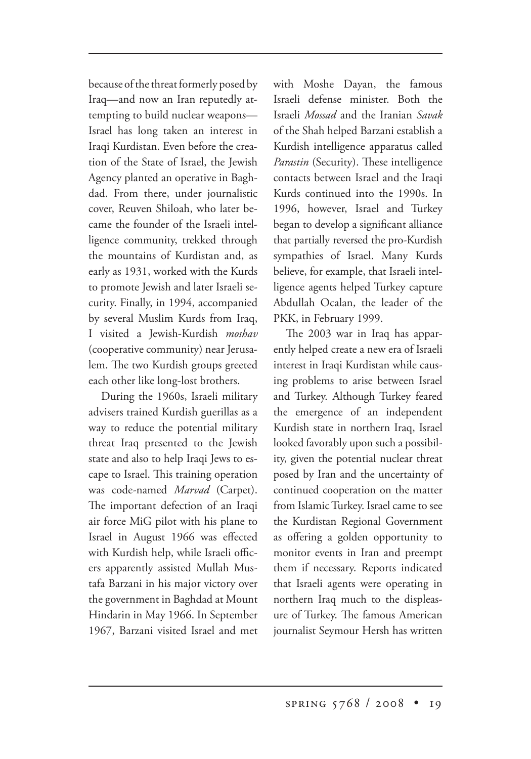because of the threat formerly posed by Iraq—and now an Iran reputedly attempting to build nuclear weapons—Israel has long taken an interest in Iraqi Kurdistan. Even before the creation of the State of Israel, the Jewish Agency planted an operative in Baghdad. From there, under journalistic cover, Reuven Shiloah, who later became the founder of the Israeli intelligence community, trekked through the mountains of Kurdistan and, as early as 1931, worked with the Kurds to promote Jewish and later Israeli security. Finally, in 1994, accompanied by several Muslim Kurds from Iraq, I visited a Jewish-Kurdish *moshav* (cooperative community) near Jerusalem. The two Kurdish groups greeted each other like long-lost brothers.

During the 1960s, Israeli military advisers trained Kurdish guerillas as a way to reduce the potential military threat Iraq presented to the Jewish state and also to help Iraqi Jews to escape to Israel. This training operation was code-named *Marvad* (Carpet). The important defection of an Iraqi air force MiG pilot with his plane to Israel in August 1966 was effected with Kurdish help, while Israeli officers apparently assisted Mullah Mustafa Barzani in his major victory over the government in Baghdad at Mount Hindarin in May 1966. In September 1967, Barzani visited Israel and met with Moshe Dayan, the famous Israeli defense minister. Both the Israeli *Mossad* and the Iranian *Savak* of the Shah helped Barzani establish a Kurdish intelligence apparatus called *Parastin* (Security). These intelligence contacts between Israel and the Iraqi Kurds continued into the 1990s. In 1996, however, Israel and Turkey began to develop a significant alliance that partially reversed the pro-Kurdish sympathies of Israel. Many Kurds believe, for example, that Israeli intelligence agents helped Turkey capture Abdullah Ocalan, the leader of the PKK, in February 1999.

The 2003 war in Iraq has apparently helped create a new era of Israeli interest in Iraqi Kurdistan while causing problems to arise between Israel and Turkey. Although Turkey feared the emergence of an independent Kurdish state in northern Iraq, Israel looked favorably upon such a possibility, given the potential nuclear threat posed by Iran and the uncertainty of continued cooperation on the matter from Islamic Turkey. Israel came to see the Kurdistan Regional Government as offering a golden opportunity to monitor events in Iran and preempt them if necessary. Reports indicated that Israeli agents were operating in northern Iraq much to the displeasure of Turkey. The famous American journalist Seymour Hersh has written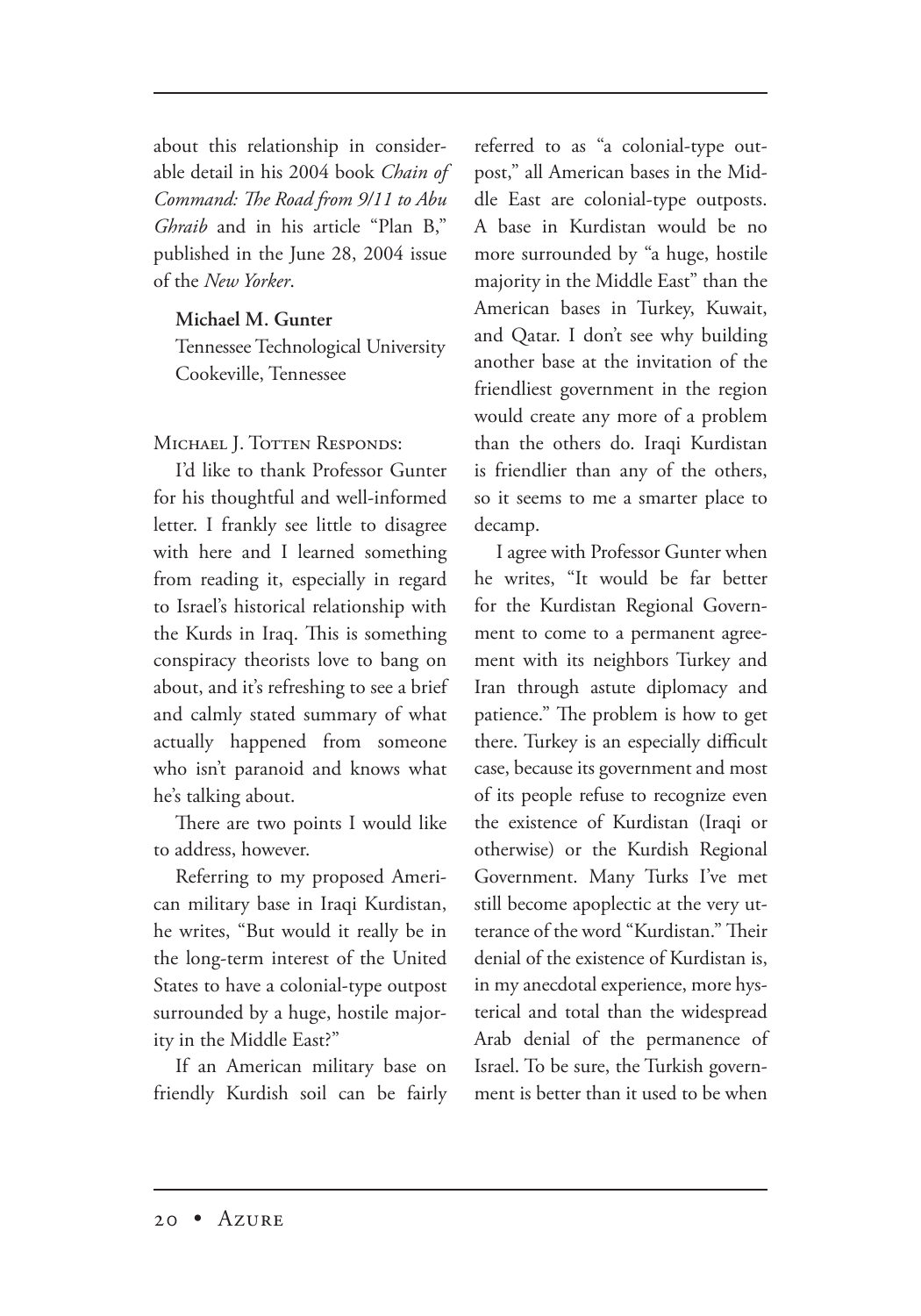about this relationship in considerable detail in his 2004 book *Chain of Command: The Road from 9/11 to Abu Ghraib* and in his article "Plan B," published in the June 28, 2004 issue of the *New Yorker*.

**Michael M. Gunter**
Tennessee Technological University
Cookeville, Tennessee

Michael J. Totten Responds:

I'd like to thank Professor Gunter for his thoughtful and well-informed letter. I frankly see little to disagree with here and I learned something from reading it, especially in regard to Israel's historical relationship with the Kurds in Iraq. This is something conspiracy theorists love to bang on about, and it's refreshing to see a brief and calmly stated summary of what actually happened from someone who isn't paranoid and knows what he's talking about.

There are two points I would like to address, however.

Referring to my proposed American military base in Iraqi Kurdistan, he writes, "But would it really be in the long-term interest of the United States to have a colonial-type outpost surrounded by a huge, hostile majority in the Middle East?"

If an American military base on friendly Kurdish soil can be fairly referred to as "a colonial-type outpost," all American bases in the Middle East are colonial-type outposts. A base in Kurdistan would be no more surrounded by "a huge, hostile majority in the Middle East" than the American bases in Turkey, Kuwait, and Qatar. I don't see why building another base at the invitation of the friendliest government in the region would create any more of a problem than the others do. Iraqi Kurdistan is friendlier than any of the others, so it seems to me a smarter place to decamp.

I agree with Professor Gunter when he writes, "It would be far better for the Kurdistan Regional Government to come to a permanent agreement with its neighbors Turkey and Iran through astute diplomacy and patience." The problem is how to get there. Turkey is an especially difficult case, because its government and most of its people refuse to recognize even the existence of Kurdistan (Iraqi or otherwise) or the Kurdish Regional Government. Many Turks I've met still become apoplectic at the very utterance of the word "Kurdistan." Their denial of the existence of Kurdistan is, in my anecdotal experience, more hysterical and total than the widespread Arab denial of the permanence of Israel. To be sure, the Turkish government is better than it used to be when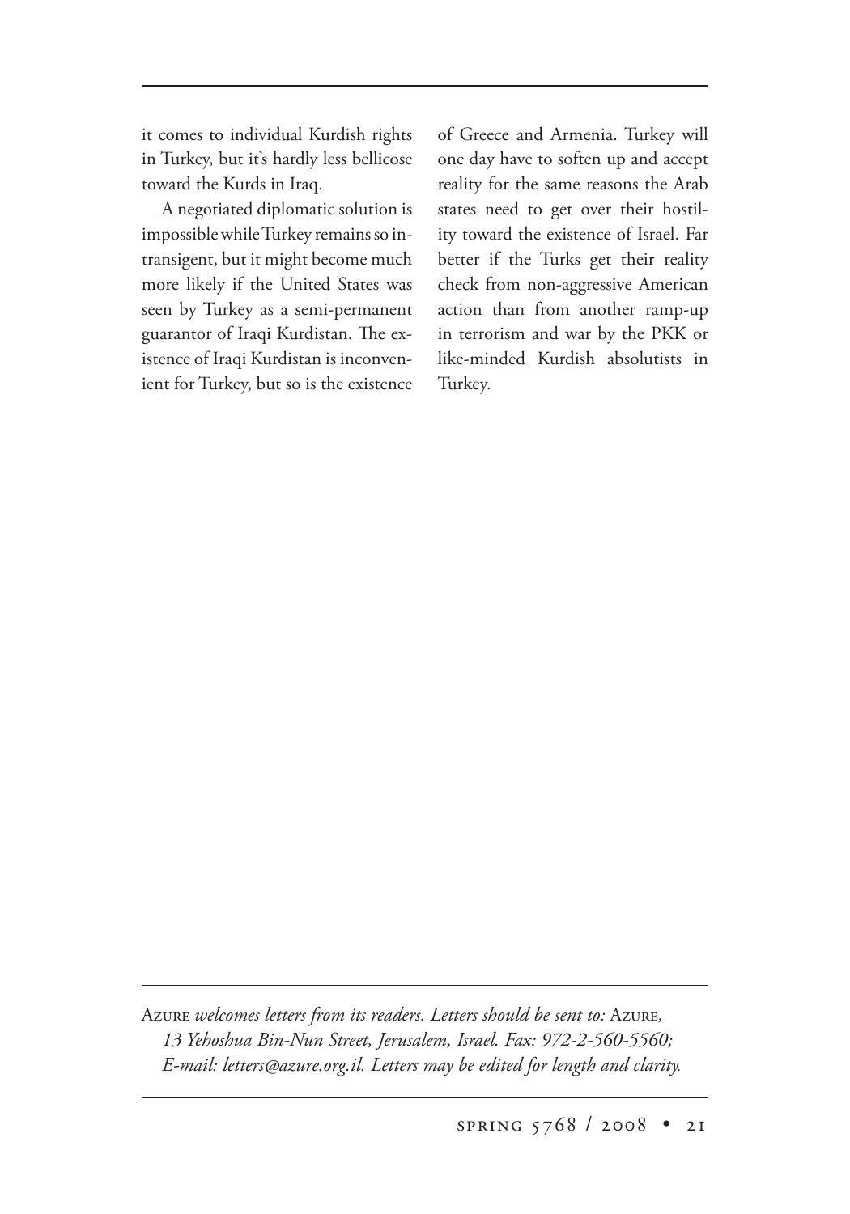it comes to individual Kurdish rights in Turkey, but it's hardly less bellicose toward the Kurds in Iraq.

A negotiated diplomatic solution is impossible while Turkey remains so intransigent, but it might become much more likely if the United States was seen by Turkey as a semi-permanent guarantor of Iraqi Kurdistan. The existence of Iraqi Kurdistan is inconvenient for Turkey, but so is the existence of Greece and Armenia. Turkey will one day have to soften up and accept reality for the same reasons the Arab states need to get over their hostility toward the existence of Israel. Far better if the Turks get their reality check from non-aggressive American action than from another ramp-up in terrorism and war by the PKK or like-minded Kurdish absolutists in Turkey.

---

AZURE *welcomes letters from its readers. Letters should be sent to:* AZURE, *13 Yehoshua Bin-Nun Street, Jerusalem, Israel. Fax: 972-2-560-5560; E-mail: letters@azure.org.il. Letters may be edited for length and clarity.*